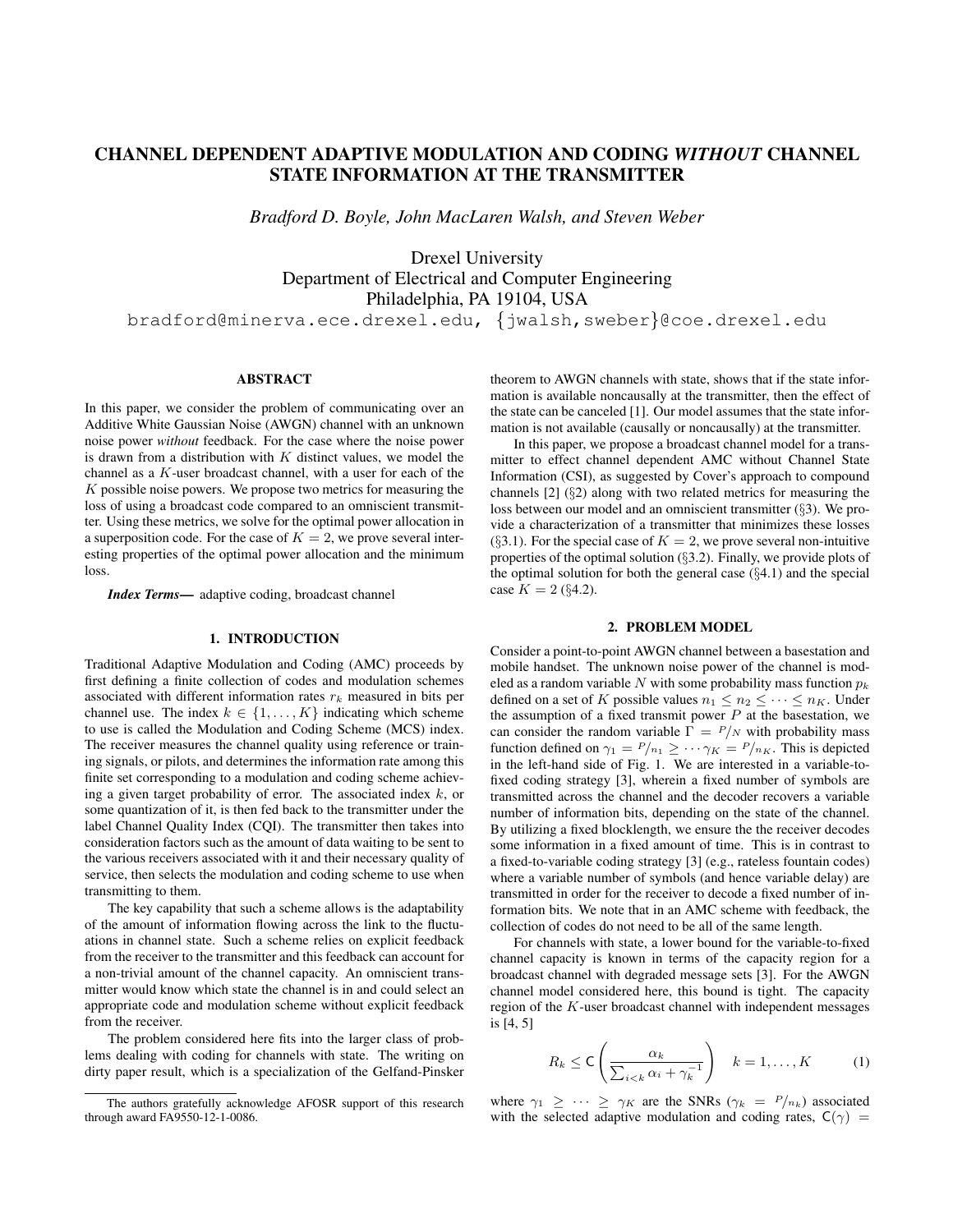# CHANNEL DEPENDENT ADAPTIVE MODULATION AND CODING *WITHOUT* CHANNEL STATE INFORMATION AT THE TRANSMITTER

*Bradford D. Boyle, John MacLaren Walsh, and Steven Weber*

Drexel University
Department of Electrical and Computer Engineering
Philadelphia, PA 19104, USA
bradford@minerva.ece.drexel.edu, {jwalsh,sweber}@coe.drexel.edu

## ABSTRACT

In this paper, we consider the problem of communicating over an Additive White Gaussian Noise (AWGN) channel with an unknown noise power *without* feedback. For the case where the noise power is drawn from a distribution with $K$ distinct values, we model the channel as a $K$-user broadcast channel, with a user for each of the $K$ possible noise powers. We propose two metrics for measuring the loss of using a broadcast code compared to an omniscient transmitter. Using these metrics, we solve for the optimal power allocation in a superposition code. For the case of $K = 2$, we prove several interesting properties of the optimal power allocation and the minimum loss.

***Index Terms*—** adaptive coding, broadcast channel

## 1. INTRODUCTION

Traditional Adaptive Modulation and Coding (AMC) proceeds by first defining a finite collection of codes and modulation schemes associated with different information rates $r_k$ measured in bits per channel use. The index $k \in \{1, \ldots, K\}$ indicating which scheme to use is called the Modulation and Coding Scheme (MCS) index. The receiver measures the channel quality using reference or training signals, or pilots, and determines the information rate among this finite set corresponding to a modulation and coding scheme achieving a given target probability of error. The associated index $k$, or some quantization of it, is then fed back to the transmitter under the label Channel Quality Index (CQI). The transmitter then takes into consideration factors such as the amount of data waiting to be sent to the various receivers associated with it and their necessary quality of service, then selects the modulation and coding scheme to use when transmitting to them.

The key capability that such a scheme allows is the adaptability of the amount of information flowing across the link to the fluctuations in channel state. Such a scheme relies on explicit feedback from the receiver to the transmitter and this feedback can account for a non-trivial amount of the channel capacity. An omniscient transmitter would know which state the channel is in and could select an appropriate code and modulation scheme without explicit feedback from the receiver.

The problem considered here fits into the larger class of problems dealing with coding for channels with state. The writing on dirty paper result, which is a specialization of the Gelfand-Pinsker theorem to AWGN channels with state, shows that if the state information is available noncausally at the transmitter, then the effect of the state can be canceled [1]. Our model assumes that the state information is not available (causally or noncausally) at the transmitter.

In this paper, we propose a broadcast channel model for a transmitter to effect channel dependent AMC without Channel State Information (CSI), as suggested by Cover's approach to compound channels [2] (§2) along with two related metrics for measuring the loss between our model and an omniscient transmitter (§3). We provide a characterization of a transmitter that minimizes these losses (§3.1). For the special case of $K = 2$, we prove several non-intuitive properties of the optimal solution (§3.2). Finally, we provide plots of the optimal solution for both the general case (§4.1) and the special case $K = 2$ (§4.2).

## 2. PROBLEM MODEL

Consider a point-to-point AWGN channel between a basestation and mobile handset. The unknown noise power of the channel is modeled as a random variable $N$ with some probability mass function $p_k$ defined on a set of $K$ possible values $n_1 \leq n_2 \leq \cdots \leq n_K$. Under the assumption of a fixed transmit power $P$ at the basestation, we can consider the random variable $\Gamma = P/N$ with probability mass function defined on $\gamma_1 = P/n_1 \geq \cdots \gamma_K = P/n_K$. This is depicted in the left-hand side of Fig. 1. We are interested in a variable-to-fixed coding strategy [3], wherein a fixed number of symbols are transmitted across the channel and the decoder recovers a variable number of information bits, depending on the state of the channel. By utilizing a fixed blocklength, we ensure the the receiver decodes some information in a fixed amount of time. This is in contrast to a fixed-to-variable coding strategy [3] (e.g., rateless fountain codes) where a variable number of symbols (and hence variable delay) are transmitted in order for the receiver to decode a fixed number of information bits. We note that in an AMC scheme with feedback, the collection of codes do not need to be all of the same length.

For channels with state, a lower bound for the variable-to-fixed channel capacity is known in terms of the capacity region for a broadcast channel with degraded message sets [3]. For the AWGN channel model considered here, this bound is tight. The capacity region of the $K$-user broadcast channel with independent messages is [4, 5]

$$R_k \leq \mathsf{C}\left(\frac{\alpha_k}{\sum_{i<k} \alpha_i + \gamma_k^{-1}}\right) \quad k = 1, \ldots, K \tag{1}$$

where $\gamma_1 \geq \cdots \geq \gamma_K$ are the SNRs ($\gamma_k = P/n_k$) associated with the selected adaptive modulation and coding rates, $\mathsf{C}(\gamma) =$

The authors gratefully acknowledge AFOSR support of this research through award FA9550-12-1-0086.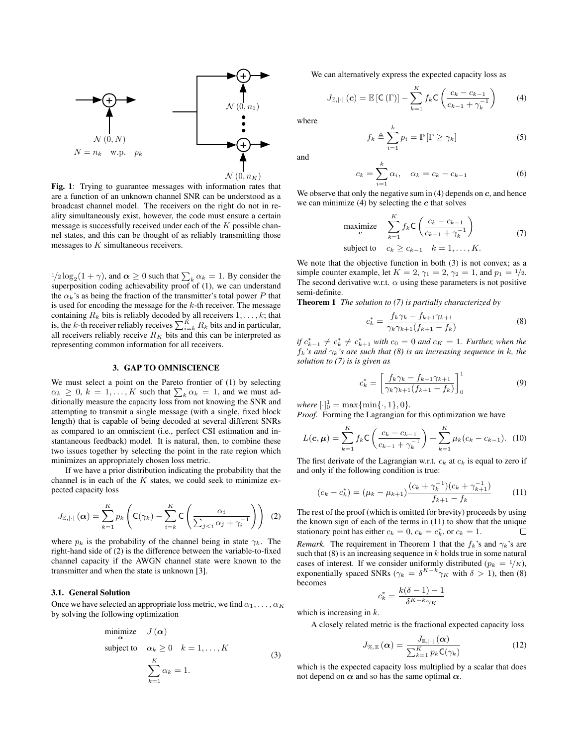$\mathcal{N}(0, N)$

$N = n_k$ w.p. $p_k$

$\mathcal{N}(0, n_1)$

$\mathcal{N}(0, n_K)$

**Fig. 1**: Trying to guarantee messages with information rates that are a function of an unknown channel SNR can be understood as a broadcast channel model. The receivers on the right do not in reality simultaneously exist, however, the code must ensure a certain message is successfully received under each of the $K$ possible channel states, and this can be thought of as reliably transmitting those messages to $K$ simultaneous receivers.

$^1/_2 \log_2(1+\gamma)$, and $\boldsymbol{\alpha} \geq 0$ such that $\sum_k \alpha_k = 1$. By consider the superposition coding achievability proof of (1), we can understand the $\alpha_k$'s as being the fraction of the transmitter's total power $P$ that is used for encoding the message for the $k$-th receiver. The message containing $R_k$ bits is reliably decoded by all receivers $1, \ldots, k$; that is, the $k$-th receiver reliably receives $\sum_{i=k}^{K} R_k$ bits and in particular, all receivers reliably receive $R_K$ bits and this can be interpreted as representing common information for all receivers.

## 3. GAP TO OMNISCIENCE

We must select a point on the Pareto frontier of (1) by selecting $\alpha_k \geq 0$, $k = 1, \ldots, K$ such that $\sum_k \alpha_k = 1$, and we must additionally measure the capacity loss from not knowing the SNR and attempting to transmit a single message (with a single, fixed block length) that is capable of being decoded at several different SNRs as compared to an omniscient (i.e., perfect CSI estimation and instantaneous feedback) model. It is natural, then, to combine these two issues together by selecting the point in the rate region which minimizes an appropriately chosen loss metric.

If we have a prior distribution indicating the probability that the channel is in each of the $K$ states, we could seek to minimize expected capacity loss

$$J_{\mathbb{E},|\cdot|}(\boldsymbol{\alpha}) = \sum_{k=1}^{K} p_k \left( \mathsf{C}(\gamma_k) - \sum_{i=k}^{K} \mathsf{C}\left( \frac{\alpha_i}{\sum_{j<i} \alpha_j + \gamma_i^{-1}} \right) \right) \quad (2)$$

where $p_k$ is the probability of the channel being in state $\gamma_k$. The right-hand side of (2) is the difference between the variable-to-fixed channel capacity if the AWGN channel state were known to the transmitter and when the state is unknown [3].

### 3.1. General Solution

Once we have selected an appropriate loss metric, we find $\alpha_1, \ldots, \alpha_K$ by solving the following optimization

$$\begin{aligned} \underset{\boldsymbol{\alpha}}{\text{minimize}} \quad & J(\boldsymbol{\alpha}) \\ \text{subject to} \quad & \alpha_k \geq 0 \quad k = 1, \ldots, K \\ & \sum_{k=1}^{K} \alpha_k = 1. \end{aligned} \quad (3)$$

We can alternatively express the expected capacity loss as

$$J_{\mathbb{E},|\cdot|}(\boldsymbol{c}) = \mathbb{E}[\mathsf{C}(\Gamma)] - \sum_{k=1}^{K} f_k \mathsf{C}\left( \frac{c_k - c_{k-1}}{c_{k-1} + \gamma_k^{-1}} \right) \quad (4)$$

where

$$f_k \triangleq \sum_{i=1}^{k} p_i = \mathbb{P}[\Gamma \geq \gamma_k] \quad (5)$$

and

$$c_k = \sum_{i=1}^{k} \alpha_i, \quad \alpha_k = c_k - c_{k-1} \quad (6)$$

We observe that only the negative sum in (4) depends on $\boldsymbol{c}$, and hence we can minimize (4) by selecting the $\boldsymbol{c}$ that solves

$$\begin{aligned} \underset{\boldsymbol{c}}{\text{maximize}} \quad & \sum_{k=1}^{K} f_k \mathsf{C}\left( \frac{c_k - c_{k-1}}{c_{k-1} + \gamma_k^{-1}} \right) \\ \text{subject to} \quad & c_k \geq c_{k-1} \quad k = 1, \ldots, K. \end{aligned} \quad (7)$$

We note that the objective function in both (3) is not convex; as a simple counter example, let $K = 2$, $\gamma_1 = 2$, $\gamma_2 = 1$, and $p_1 = {}^1/_2$. The second derivative w.r.t. $\alpha$ using these parameters is not positive semi-definite.

**Theorem 1** *The solution to (7) is partially characterized by*

$$c_k^* = \frac{f_k \gamma_k - f_{k+1} \gamma_{k+1}}{\gamma_k \gamma_{k+1} (f_{k+1} - f_k)} \quad (8)$$

*if $c_{k-1}^* \neq c_k^* \neq c_{k+1}^*$ with $c_0 = 0$ and $c_K = 1$. Further, when the $f_k$'s and $\gamma_k$'s are such that (8) is an increasing sequence in $k$, the solution to (7) is is given as*

$$c_k^* = \left[ \frac{f_k \gamma_k - f_{k+1} \gamma_{k+1}}{\gamma_k \gamma_{k+1} (f_{k+1} - f_k)} \right]_0^1 \quad (9)$$

*where $[\cdot]_0^1 = \max\{\min\{\cdot, 1\}, 0\}$.*

*Proof.* Forming the Lagrangian for this optimization we have

$$L(\boldsymbol{c}, \boldsymbol{\mu}) = \sum_{k=1}^{K} f_k \mathsf{C}\left( \frac{c_k - c_{k-1}}{c_{k-1} + \gamma_k^{-1}} \right) + \sum_{k=1}^{K} \mu_k (c_k - c_{k-1}). \quad (10)$$

The first derivate of the Lagrangian w.r.t. $c_k$ at $c_k$ is equal to zero if and only if the following condition is true:

$$(c_k - c_k^*) = (\mu_k - \mu_{k+1}) \frac{(c_k + \gamma_k^{-1})(c_k + \gamma_{k+1}^{-1})}{f_{k+1} - f_k} \quad (11)$$

The rest of the proof (which is omitted for brevity) proceeds by using the known sign of each of the terms in (11) to show that the unique stationary point has either $c_k = 0$, $c_k = c_k^*$, or $c_k = 1$. ◻

*Remark.* The requirement in Theorem 1 that the $f_k$'s and $\gamma_k$'s are such that (8) is an increasing sequence in $k$ holds true in some natural cases of interest. If we consider uniformly distributed ($p_k = {}^1/_K$), exponentially spaced SNRs ($\gamma_k = \delta^{K-k} \gamma_K$ with $\delta > 1$), then (8) becomes

$$c_k^* = \frac{k(\delta - 1) - 1}{\delta^{K-k} \gamma_K}$$

which is increasing in $k$.

A closely related metric is the fractional expected capacity loss

$$J_{\%,\mathbb{E}}(\boldsymbol{\alpha}) = \frac{J_{\mathbb{E},|\cdot|}(\boldsymbol{\alpha})}{\sum_{k=1}^{K} p_k \mathsf{C}(\gamma_k)} \quad (12)$$

which is the expected capacity loss multiplied by a scalar that does not depend on $\boldsymbol{\alpha}$ and so has the same optimal $\boldsymbol{\alpha}$.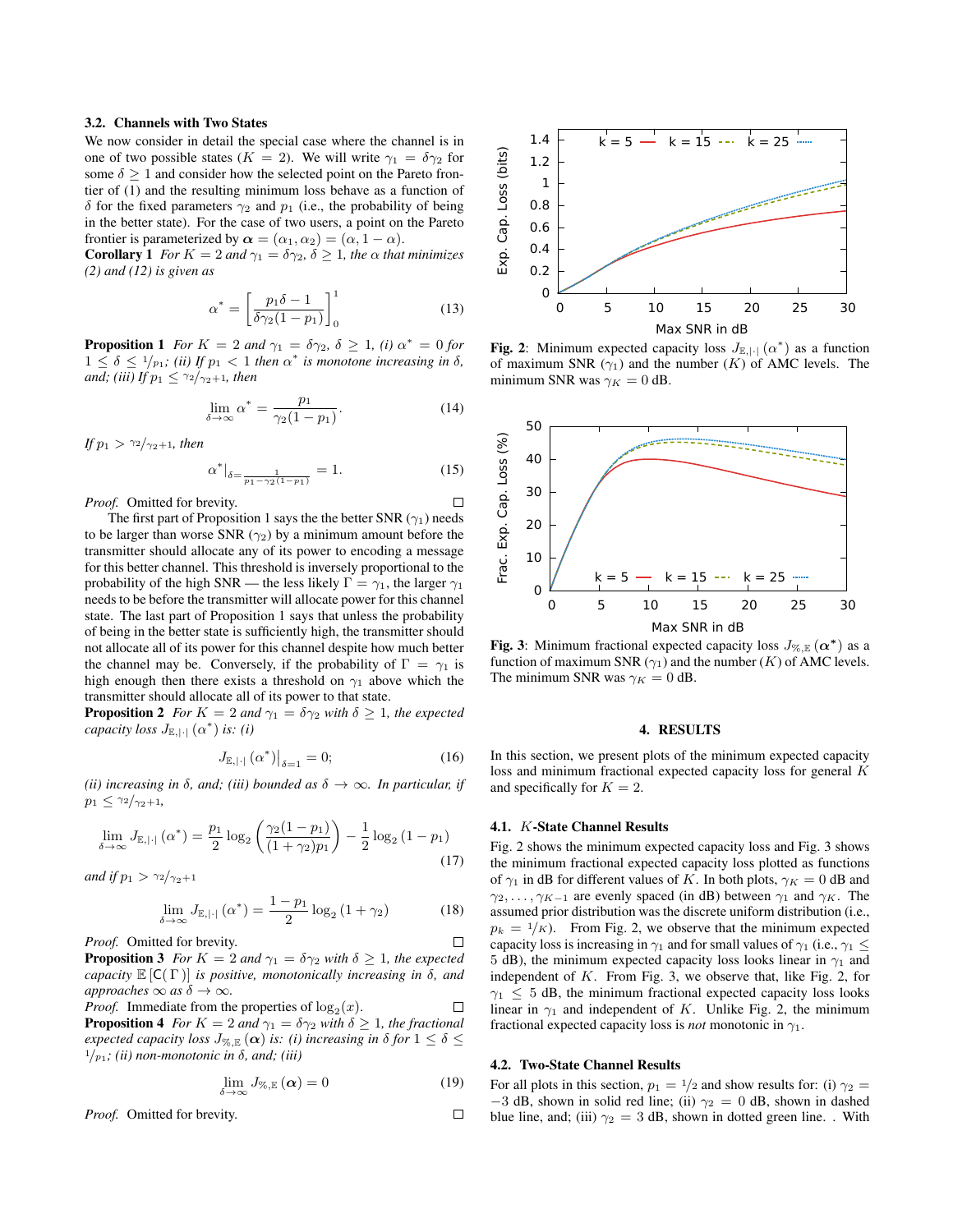### 3.2. Channels with Two States

We now consider in detail the special case where the channel is in one of two possible states ($K = 2$). We will write $\gamma_1 = \delta\gamma_2$ for some $\delta \geq 1$ and consider how the selected point on the Pareto frontier of (1) and the resulting minimum loss behave as a function of $\delta$ for the fixed parameters $\gamma_2$ and $p_1$ (i.e., the probability of being in the better state). For the case of two users, a point on the Pareto frontier is parameterized by $\boldsymbol{\alpha} = (\alpha_1, \alpha_2) = (\alpha, 1 - \alpha)$.

**Corollary 1** *For $K = 2$ and $\gamma_1 = \delta\gamma_2$, $\delta \geq 1$, the $\alpha$ that minimizes (2) and (12) is given as*

$$\alpha^* = \left[\frac{p_1\delta - 1}{\delta\gamma_2(1 - p_1)}\right]_0^1 \tag{13}$$

**Proposition 1** *For $K = 2$ and $\gamma_1 = \delta\gamma_2$, $\delta \geq 1$, (i) $\alpha^* = 0$ for $1 \leq \delta \leq 1/p_1$; (ii) If $p_1 < 1$ then $\alpha^*$ is monotone increasing in $\delta$, and; (iii) If $p_1 \leq \gamma_2/\gamma_2+1$, then*

$$\lim_{\delta\to\infty} \alpha^* = \frac{p_1}{\gamma_2(1 - p_1)}. \tag{14}$$

*If $p_1 > \gamma_2/\gamma_2+1$, then*

$$\alpha^*|_{\delta = \frac{1}{p_1 - \gamma_2(1-p_1)}} = 1. \tag{15}$$

*Proof.* Omitted for brevity. □

The first part of Proposition 1 says the the better SNR ($\gamma_1$) needs to be larger than worse SNR ($\gamma_2$) by a minimum amount before the transmitter should allocate any of its power to encoding a message for this better channel. This threshold is inversely proportional to the probability of the high SNR — the less likely $\Gamma = \gamma_1$, the larger $\gamma_1$ needs to be before the transmitter will allocate power for this channel state. The last part of Proposition 1 says that unless the probability of being in the better state is sufficiently high, the transmitter should not allocate all of its power to this channel despite how much better the channel may be. Conversely, if the probability of $\Gamma = \gamma_1$ is high enough then there exists a threshold on $\gamma_1$ above which the transmitter should allocate all of its power to that state.

**Proposition 2** *For $K = 2$ and $\gamma_1 = \delta\gamma_2$ with $\delta \geq 1$, the expected capacity loss $J_{\mathbb{E},|\cdot|}(\alpha^*)$ is: (i)*

$$J_{\mathbb{E},|\cdot|}(\alpha^*)\big|_{\delta=1} = 0; \tag{16}$$

*(ii) increasing in $\delta$, and; (iii) bounded as $\delta \to \infty$. In particular, if $p_1 \leq \gamma_2/\gamma_2+1$,*

$$\lim_{\delta\to\infty} J_{\mathbb{E},|\cdot|}(\alpha^*) = \frac{p_1}{2}\log_2\left(\frac{\gamma_2(1 - p_1)}{(1 + \gamma_2)p_1}\right) - \frac{1}{2}\log_2(1 - p_1) \tag{17}$$

*and if $p_1 > \gamma_2/\gamma_2+1$*

$$\lim_{\delta\to\infty} J_{\mathbb{E},|\cdot|}(\alpha^*) = \frac{1 - p_1}{2}\log_2(1 + \gamma_2) \tag{18}$$

*Proof.* Omitted for brevity. □

**Proposition 3** *For $K = 2$ and $\gamma_1 = \delta\gamma_2$ with $\delta \geq 1$, the expected capacity $\mathbb{E}[\mathsf{C}(\Gamma)]$ is positive, monotonically increasing in $\delta$, and approaches $\infty$ as $\delta \to \infty$.*

*Proof.* Immediate from the properties of $\log_2(x)$. □

**Proposition 4** *For $K = 2$ and $\gamma_1 = \delta\gamma_2$ with $\delta \geq 1$, the fractional expected capacity loss $J_{\%,\mathbb{E}}(\boldsymbol{\alpha})$ is: (i) increasing in $\delta$ for $1 \leq \delta \leq 1/p_1$; (ii) non-monotonic in $\delta$, and; (iii)*

$$\lim_{\delta\to\infty} J_{\%,\mathbb{E}}(\boldsymbol{\alpha}) = 0 \tag{19}$$

*Proof.* Omitted for brevity. □

k = 5
k = 15
k = 25
Exp. Cap. Loss (bits)
1.4
1.2
1
0.8
0.6
0.4
0.2
0
0 5 10 15 20 25 30
Max SNR in dB

**Fig. 2**: Minimum expected capacity loss $J_{\mathbb{E},|\cdot|}(\alpha^*)$ as a function of maximum SNR ($\gamma_1$) and the number ($K$) of AMC levels. The minimum SNR was $\gamma_K = 0$ dB.

Frac. Exp. Cap. Loss (%)
50
40
30
20
10
0
k = 5
k = 15
k = 25
0 5 10 15 20 25 30
Max SNR in dB

**Fig. 3**: Minimum fractional expected capacity loss $J_{\%,\mathbb{E}}(\boldsymbol{\alpha}^*)$ as a function of maximum SNR ($\gamma_1$) and the number ($K$) of AMC levels. The minimum SNR was $\gamma_K = 0$ dB.

## 4. RESULTS

In this section, we present plots of the minimum expected capacity loss and minimum fractional expected capacity loss for general $K$ and specifically for $K = 2$.

### 4.1. $K$-State Channel Results

Fig. 2 shows the minimum expected capacity loss and Fig. 3 shows the minimum fractional expected capacity loss plotted as functions of $\gamma_1$ in dB for different values of $K$. In both plots, $\gamma_K = 0$ dB and $\gamma_2, \ldots, \gamma_{K-1}$ are evenly spaced (in dB) between $\gamma_1$ and $\gamma_K$. The assumed prior distribution was the discrete uniform distribution (i.e., $p_k = 1/K$). From Fig. 2, we observe that the minimum expected capacity loss is increasing in $\gamma_1$ and for small values of $\gamma_1$ ($\gamma_1 \leq 5$ dB), the minimum expected capacity loss looks linear in $\gamma_1$ and independent of $K$. From Fig. 3, we observe that, like Fig. 2, for $\gamma_1 \leq 5$ dB, the minimum fractional expected capacity loss looks linear in $\gamma_1$ and independent of $K$. Unlike Fig. 2, the minimum fractional expected capacity loss is *not* monotonic in $\gamma_1$.

### 4.2. Two-State Channel Results

For all plots in this section, $p_1 = 1/2$ and show results for: (i) $\gamma_2 = -3$ dB, shown in solid red line; (ii) $\gamma_2 = 0$ dB, shown in dashed blue line, and; (iii) $\gamma_2 = 3$ dB, shown in dotted green line. . With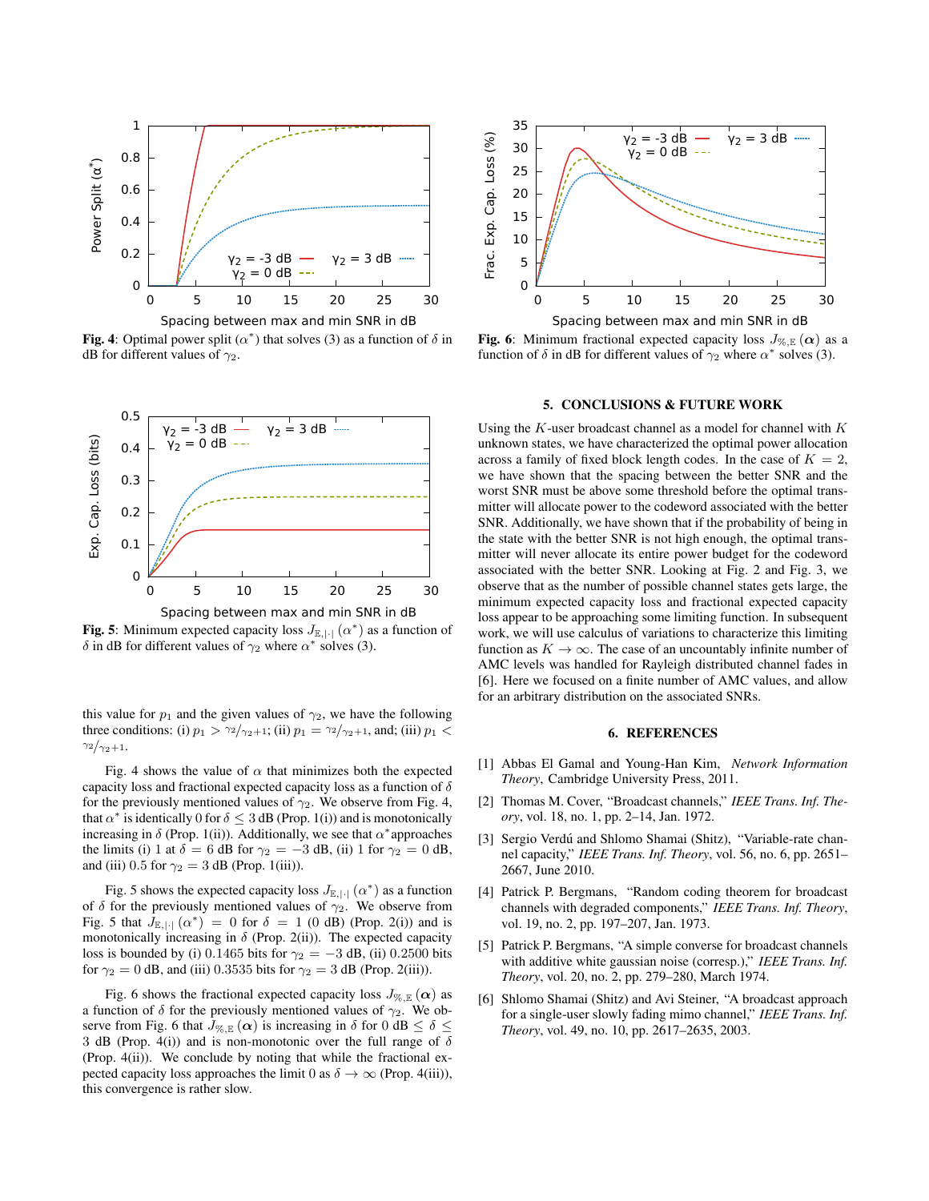Power Split ($\alpha^*$)

1
0.8
0.6
0.4
0.2
0

0 5 10 15 20 25 30

Spacing between max and min SNR in dB

γ2 = -3 dB
γ2 = 0 dB
γ2 = 3 dB

**Fig. 4**: Optimal power split ($\alpha^*$) that solves (3) as a function of $\delta$ in dB for different values of $\gamma_2$.

Exp. Cap. Loss (bits)

0.5
0.4
0.3
0.2
0.1
0

0 5 10 15 20 25 30

Spacing between max and min SNR in dB

γ2 = -3 dB
γ2 = 0 dB
γ2 = 3 dB

**Fig. 5**: Minimum expected capacity loss $J_{\mathbb{E},|\cdot|}(\alpha^*)$ as a function of $\delta$ in dB for different values of $\gamma_2$ where $\alpha^*$ solves (3).

this value for $p_1$ and the given values of $\gamma_2$, we have the following three conditions: (i) $p_1 > \gamma_2/\gamma_2+1$; (ii) $p_1 = \gamma_2/\gamma_2+1$, and; (iii) $p_1 < \gamma_2/\gamma_2+1$.

Fig. 4 shows the value of $\alpha$ that minimizes both the expected capacity loss and fractional expected capacity loss as a function of $\delta$ for the previously mentioned values of $\gamma_2$. We observe from Fig. 4, that $\alpha^*$ is identically 0 for $\delta \leq 3$ dB (Prop. 1(i)) and is monotonically increasing in $\delta$ (Prop. 1(ii)). Additionally, we see that $\alpha^*$ approaches the limits (i) 1 at $\delta = 6$ dB for $\gamma_2 = -3$ dB, (ii) 1 for $\gamma_2 = 0$ dB, and (iii) 0.5 for $\gamma_2 = 3$ dB (Prop. 1(iii)).

Fig. 5 shows the expected capacity loss $J_{\mathbb{E},|\cdot|}(\alpha^*)$ as a function of $\delta$ for the previously mentioned values of $\gamma_2$. We observe from Fig. 5 that $J_{\mathbb{E},|\cdot|}(\alpha^*) = 0$ for $\delta = 1$ (0 dB) (Prop. 2(i)) and is monotonically increasing in $\delta$ (Prop. 2(ii)). The expected capacity loss is bounded by (i) 0.1465 bits for $\gamma_2 = -3$ dB, (ii) 0.2500 bits for $\gamma_2 = 0$ dB, and (iii) 0.3535 bits for $\gamma_2 = 3$ dB (Prop. 2(iii)).

Fig. 6 shows the fractional expected capacity loss $J_{\%,\mathbb{E}}(\boldsymbol{\alpha})$ as a function of $\delta$ for the previously mentioned values of $\gamma_2$. We observe from Fig. 6 that $J_{\%,\mathbb{E}}(\boldsymbol{\alpha})$ is increasing in $\delta$ for 0 dB $\leq \delta \leq$ 3 dB (Prop. 4(i)) and is non-monotonic over the full range of $\delta$ (Prop. 4(ii)). We conclude by noting that while the fractional expected capacity loss approaches the limit 0 as $\delta \to \infty$ (Prop. 4(iii)), this convergence is rather slow.

Frac. Exp. Cap. Loss (%)

35
30
25
20
15
10
5
0

0 5 10 15 20 25 30

Spacing between max and min SNR in dB

γ2 = -3 dB
γ2 = 0 dB
γ2 = 3 dB

**Fig. 6**: Minimum fractional expected capacity loss $J_{\%,\mathbb{E}}(\boldsymbol{\alpha})$ as a function of $\delta$ in dB for different values of $\gamma_2$ where $\alpha^*$ solves (3).

## 5. CONCLUSIONS & FUTURE WORK

Using the $K$-user broadcast channel as a model for channel with $K$ unknown states, we have characterized the optimal power allocation across a family of fixed block length codes. In the case of $K = 2$, we have shown that the spacing between the better SNR and the worst SNR must be above some threshold before the optimal transmitter will allocate power to the codeword associated with the better SNR. Additionally, we have shown that if the probability of being in the state with the better SNR is not high enough, the optimal transmitter will never allocate its entire power budget for the codeword associated with the better SNR. Looking at Fig. 2 and Fig. 3, we observe that as the number of possible channel states gets large, the minimum expected capacity loss and fractional expected capacity loss appear to be approaching some limiting function. In subsequent work, we will use calculus of variations to characterize this limiting function as $K \to \infty$. The case of an uncountably infinite number of AMC levels was handled for Rayleigh distributed channel fades in [6]. Here we focused on a finite number of AMC values, and allow for an arbitrary distribution on the associated SNRs.

## 6. REFERENCES

[1] Abbas El Gamal and Young-Han Kim, *Network Information Theory*, Cambridge University Press, 2011.

[2] Thomas M. Cover, “Broadcast channels,” *IEEE Trans. Inf. Theory*, vol. 18, no. 1, pp. 2–14, Jan. 1972.

[3] Sergio Verdú and Shlomo Shamai (Shitz), “Variable-rate channel capacity,” *IEEE Trans. Inf. Theory*, vol. 56, no. 6, pp. 2651–2667, June 2010.

[4] Patrick P. Bergmans, “Random coding theorem for broadcast channels with degraded components,” *IEEE Trans. Inf. Theory*, vol. 19, no. 2, pp. 197–207, Jan. 1973.

[5] Patrick P. Bergmans, “A simple converse for broadcast channels with additive white gaussian noise (corresp.),” *IEEE Trans. Inf. Theory*, vol. 20, no. 2, pp. 279–280, March 1974.

[6] Shlomo Shamai (Shitz) and Avi Steiner, “A broadcast approach for a single-user slowly fading mimo channel,” *IEEE Trans. Inf. Theory*, vol. 49, no. 10, pp. 2617–2635, 2003.